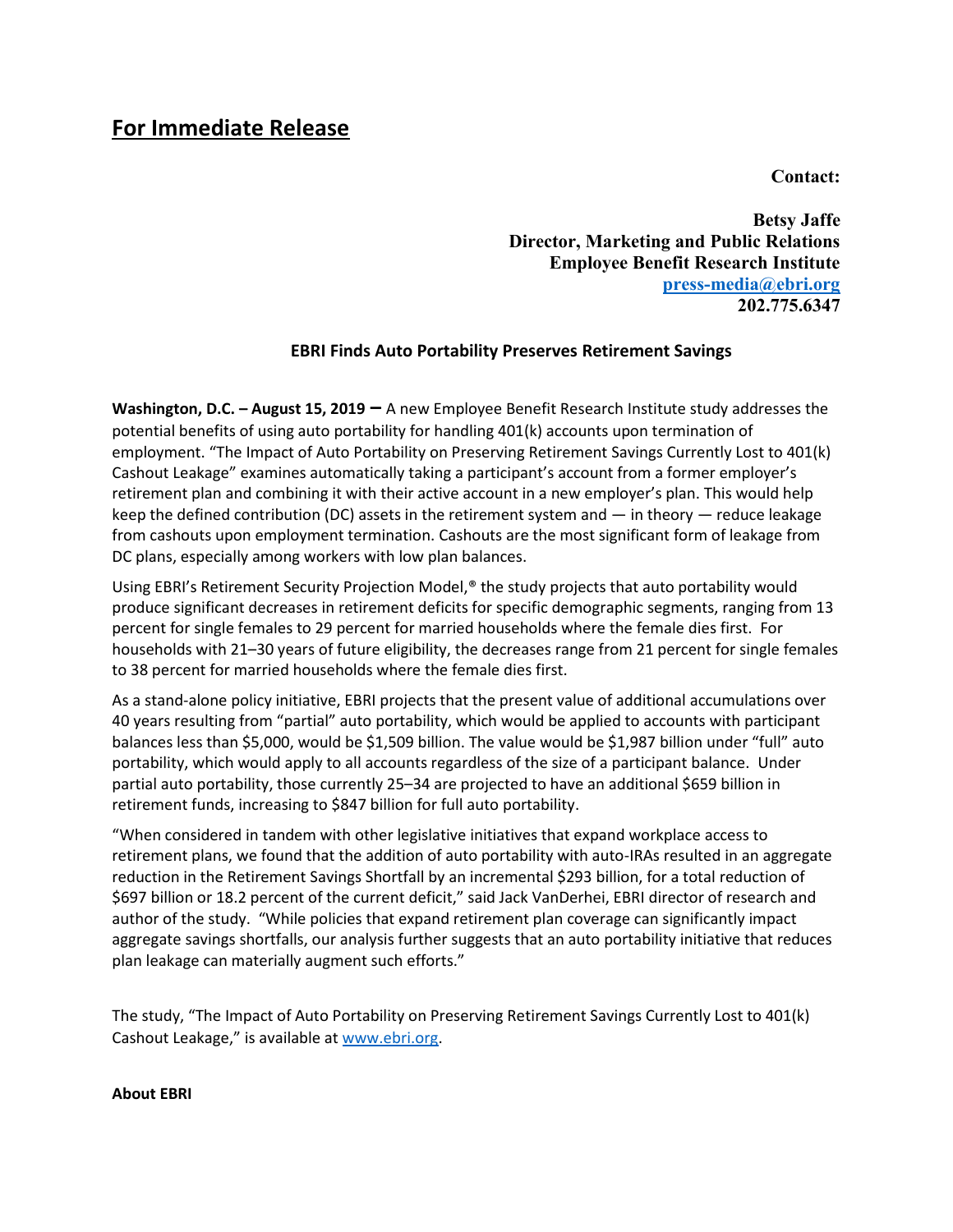# For Immediate Release

**Contact:**

**Betsy Jaffe**
**Director, Marketing and Public Relations**
**Employee Benefit Research Institute**
**[press-media@ebri.org](mailto:press-media@ebri.org)**
**202.775.6347**

## EBRI Finds Auto Portability Preserves Retirement Savings

**Washington, D.C. – August 15, 2019 –** A new Employee Benefit Research Institute study addresses the potential benefits of using auto portability for handling 401(k) accounts upon termination of employment. "The Impact of Auto Portability on Preserving Retirement Savings Currently Lost to 401(k) Cashout Leakage" examines automatically taking a participant's account from a former employer's retirement plan and combining it with their active account in a new employer's plan. This would help keep the defined contribution (DC) assets in the retirement system and — in theory — reduce leakage from cashouts upon employment termination. Cashouts are the most significant form of leakage from DC plans, especially among workers with low plan balances.

Using EBRI's Retirement Security Projection Model,® the study projects that auto portability would produce significant decreases in retirement deficits for specific demographic segments, ranging from 13 percent for single females to 29 percent for married households where the female dies first. For households with 21–30 years of future eligibility, the decreases range from 21 percent for single females to 38 percent for married households where the female dies first.

As a stand-alone policy initiative, EBRI projects that the present value of additional accumulations over 40 years resulting from "partial" auto portability, which would be applied to accounts with participant balances less than $5,000, would be $1,509 billion. The value would be $1,987 billion under "full" auto portability, which would apply to all accounts regardless of the size of a participant balance. Under partial auto portability, those currently 25–34 are projected to have an additional $659 billion in retirement funds, increasing to $847 billion for full auto portability.

"When considered in tandem with other legislative initiatives that expand workplace access to retirement plans, we found that the addition of auto portability with auto-IRAs resulted in an aggregate reduction in the Retirement Savings Shortfall by an incremental $293 billion, for a total reduction of $697 billion or 18.2 percent of the current deficit," said Jack VanDerhei, EBRI director of research and author of the study. "While policies that expand retirement plan coverage can significantly impact aggregate savings shortfalls, our analysis further suggests that an auto portability initiative that reduces plan leakage can materially augment such efforts."

The study, "The Impact of Auto Portability on Preserving Retirement Savings Currently Lost to 401(k) Cashout Leakage," is available at [www.ebri.org](http://www.ebri.org).

**About EBRI**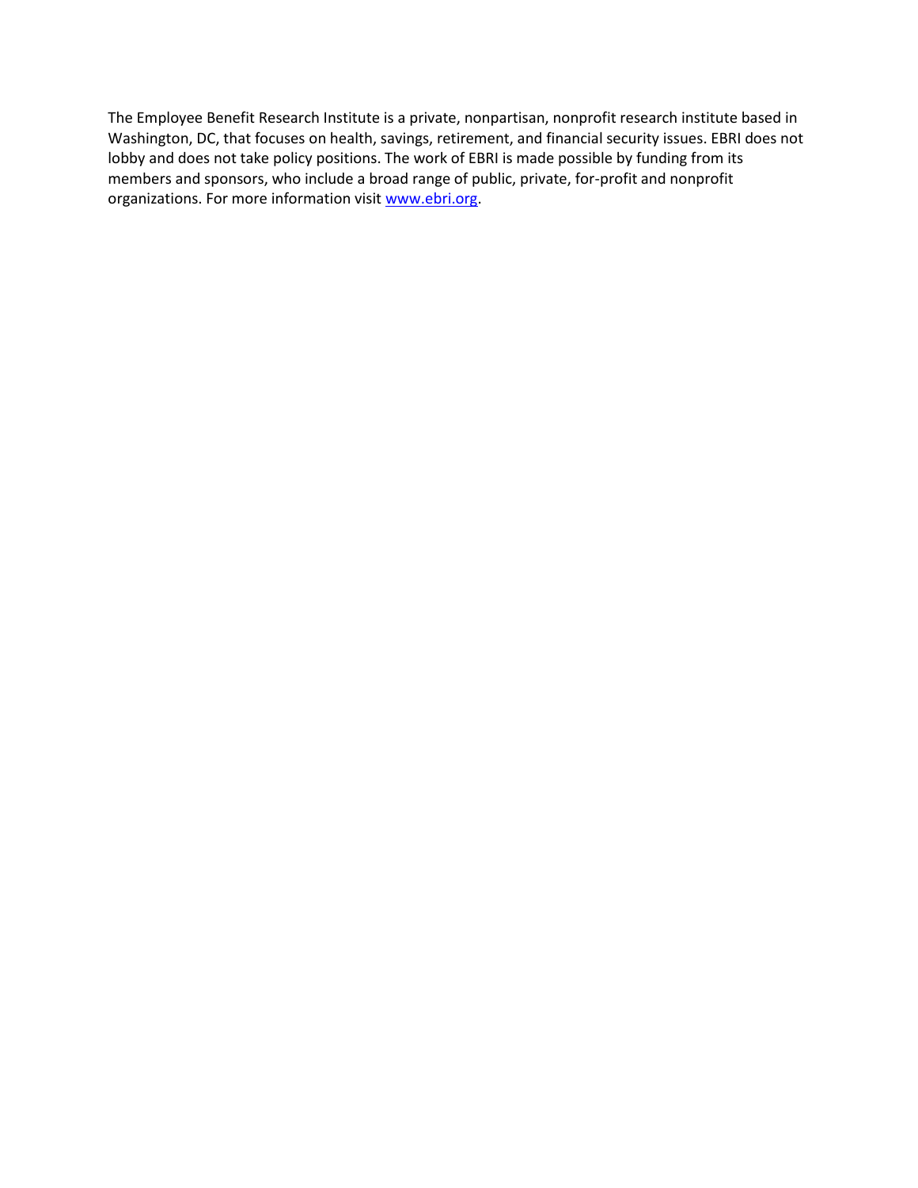The Employee Benefit Research Institute is a private, nonpartisan, nonprofit research institute based in Washington, DC, that focuses on health, savings, retirement, and financial security issues. EBRI does not lobby and does not take policy positions. The work of EBRI is made possible by funding from its members and sponsors, who include a broad range of public, private, for-profit and nonprofit organizations. For more information visit [www.ebri.org](http://www.ebri.org).